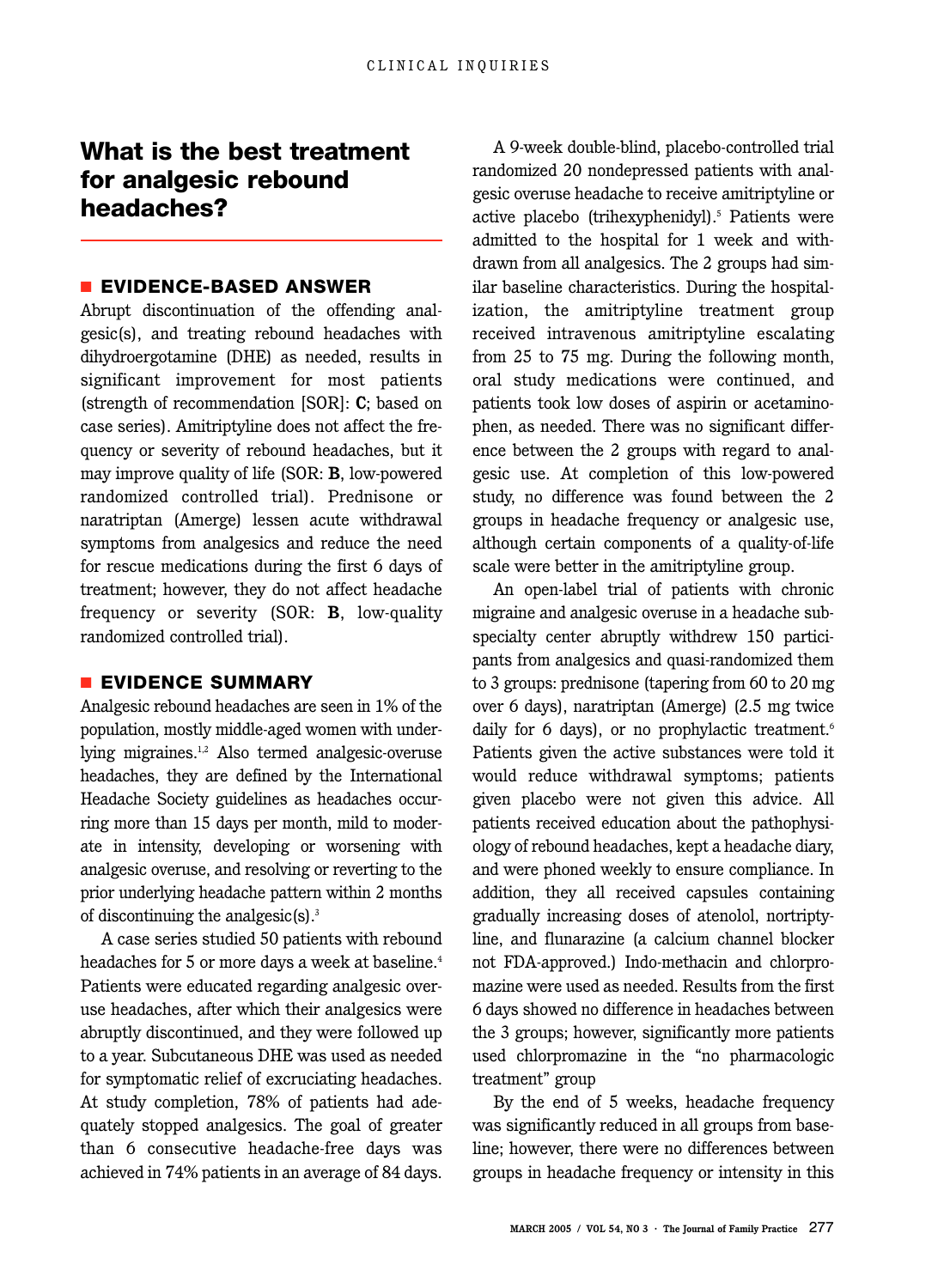# What is the best treatment for analgesic rebound headaches?

## EVIDENCE-BASED ANSWER

Abrupt discontinuation of the offending analgesic(s), and treating rebound headaches with dihydroergotamine (DHE) as needed, results in significant improvement for most patients (strength of recommendation [SOR]: **C**; based on case series). Amitriptyline does not affect the frequency or severity of rebound headaches, but it may improve quality of life (SOR: **B**, low-powered randomized controlled trial). Prednisone or naratriptan (Amerge) lessen acute withdrawal symptoms from analgesics and reduce the need for rescue medications during the first 6 days of treatment; however, they do not affect headache frequency or severity (SOR: **B**, low-quality randomized controlled trial).

## EVIDENCE SUMMARY

Analgesic rebound headaches are seen in 1% of the population, mostly middle-aged women with underlying migraines.[1,2] Also termed analgesic-overuse headaches, they are defined by the International Headache Society guidelines as headaches occurring more than 15 days per month, mild to moderate in intensity, developing or worsening with analgesic overuse, and resolving or reverting to the prior underlying headache pattern within 2 months of discontinuing the analgesic(s).[3]

A case series studied 50 patients with rebound headaches for 5 or more days a week at baseline.[4] Patients were educated regarding analgesic overuse headaches, after which their analgesics were abruptly discontinued, and they were followed up to a year. Subcutaneous DHE was used as needed for symptomatic relief of excruciating headaches. At study completion, 78% of patients had adequately stopped analgesics. The goal of greater than 6 consecutive headache-free days was achieved in 74% patients in an average of 84 days.

A 9-week double-blind, placebo-controlled trial randomized 20 nondepressed patients with analgesic overuse headache to receive amitriptyline or active placebo (trihexyphenidyl).[5] Patients were admitted to the hospital for 1 week and withdrawn from all analgesics. The 2 groups had similar baseline characteristics. During the hospitalization, the amitriptyline treatment group received intravenous amitriptyline escalating from 25 to 75 mg. During the following month, oral study medications were continued, and patients took low doses of aspirin or acetaminophen, as needed. There was no significant difference between the 2 groups with regard to analgesic use. At completion of this low-powered study, no difference was found between the 2 groups in headache frequency or analgesic use, although certain components of a quality-of-life scale were better in the amitriptyline group.

An open-label trial of patients with chronic migraine and analgesic overuse in a headache subspecialty center abruptly withdrew 150 participants from analgesics and quasi-randomized them to 3 groups: prednisone (tapering from 60 to 20 mg over 6 days), naratriptan (Amerge) (2.5 mg twice daily for 6 days), or no prophylactic treatment.[6] Patients given the active substances were told it would reduce withdrawal symptoms; patients given placebo were not given this advice. All patients received education about the pathophysiology of rebound headaches, kept a headache diary, and were phoned weekly to ensure compliance. In addition, they all received capsules containing gradually increasing doses of atenolol, nortriptyline, and flunarazine (a calcium channel blocker not FDA-approved.) Indo-methacin and chlorpromazine were used as needed. Results from the first 6 days showed no difference in headaches between the 3 groups; however, significantly more patients used chlorpromazine in the "no pharmacologic treatment" group

By the end of 5 weeks, headache frequency was significantly reduced in all groups from baseline; however, there were no differences between groups in headache frequency or intensity in this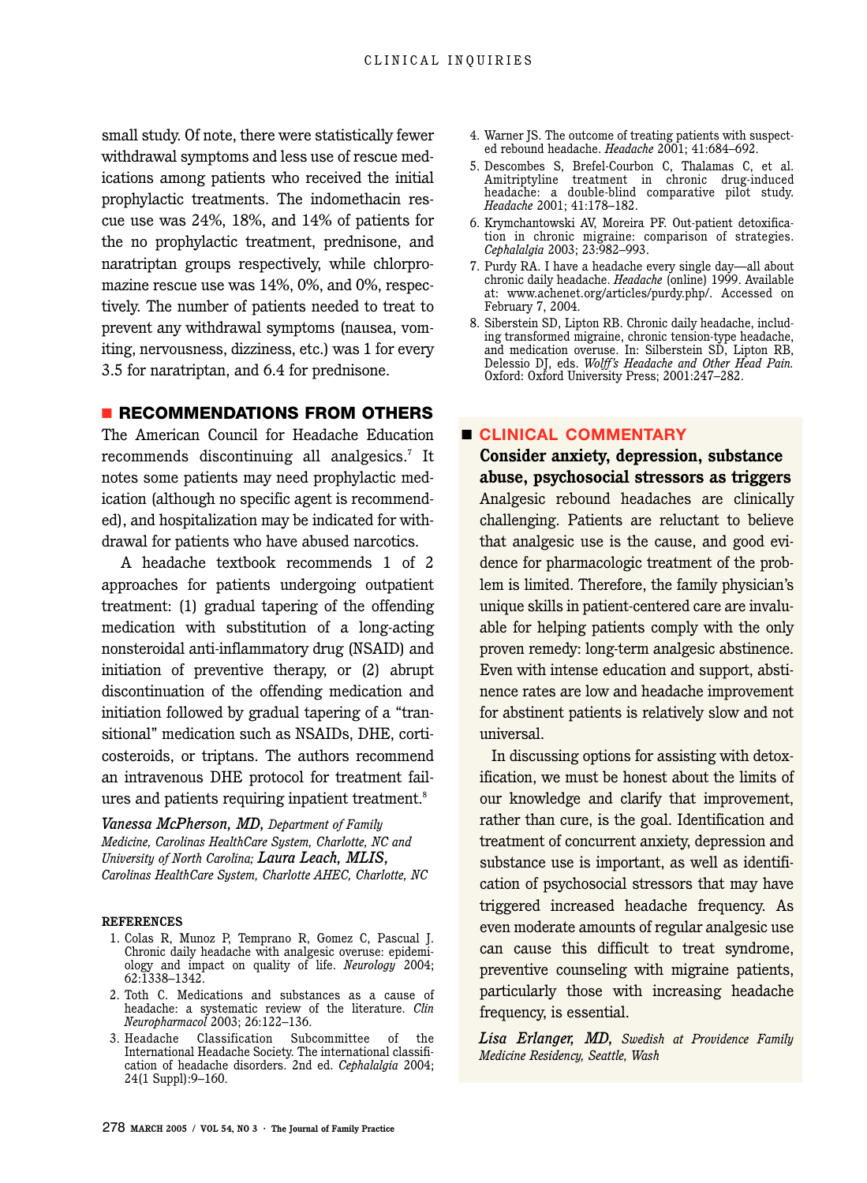small study. Of note, there were statistically fewer withdrawal symptoms and less use of rescue medications among patients who received the initial prophylactic treatments. The indomethacin rescue use was 24%, 18%, and 14% of patients for the no prophylactic treatment, prednisone, and naratriptan groups respectively, while chlorpromazine rescue use was 14%, 0%, and 0%, respectively. The number of patients needed to treat to prevent any withdrawal symptoms (nausea, vomiting, nervousness, dizziness, etc.) was 1 for every 3.5 for naratriptan, and 6.4 for prednisone.

## RECOMMENDATIONS FROM OTHERS

The American Council for Headache Education recommends discontinuing all analgesics.[7] It notes some patients may need prophylactic medication (although no specific agent is recommended), and hospitalization may be indicated for withdrawal for patients who have abused narcotics.

A headache textbook recommends 1 of 2 approaches for patients undergoing outpatient treatment: (1) gradual tapering of the offending medication with substitution of a long-acting nonsteroidal anti-inflammatory drug (NSAID) and initiation of preventive therapy, or (2) abrupt discontinuation of the offending medication and initiation followed by gradual tapering of a "transitional" medication such as NSAIDs, DHE, corticosteroids, or triptans. The authors recommend an intravenous DHE protocol for treatment failures and patients requiring inpatient treatment.[8]

***Vanessa McPherson, MD,*** *Department of Family Medicine, Carolinas HealthCare System, Charlotte, NC and University of North Carolina;* ***Laura Leach, MLIS,*** *Carolinas HealthCare System, Charlotte AHEC, Charlotte, NC*

### REFERENCES

1. Colas R, Munoz P, Temprano R, Gomez C, Pascual J. Chronic daily headache with analgesic overuse: epidemiology and impact on quality of life. *Neurology* 2004; 62:1338–1342.
2. Toth C. Medications and substances as a cause of headache: a systematic review of the literature. *Clin Neuropharmacol* 2003; 26:122–136.
3. Headache Classification Subcommittee of the International Headache Society. The international classification of headache disorders. 2nd ed. *Cephalalgia* 2004; 24(1 Suppl):9–160.
4. Warner JS. The outcome of treating patients with suspected rebound headache. *Headache* 2001; 41:684–692.
5. Descombes S, Brefel-Courbon C, Thalamas C, et al. Amitriptyline treatment in chronic drug-induced headache: a double-blind comparative pilot study. *Headache* 2001; 41:178–182.
6. Krymchantowski AV, Moreira PF. Out-patient detoxification in chronic migraine: comparison of strategies. *Cephalalgia* 2003; 23:982–993.
7. Purdy RA. I have a headache every single day—all about chronic daily headache. *Headache* (online) 1999. Available at: www.achenet.org/articles/purdy.php/. Accessed on February 7, 2004.
8. Siberstein SD, Lipton RB. Chronic daily headache, including transformed migraine, chronic tension-type headache, and medication overuse. In: Silberstein SD, Lipton RB, Delessio DJ, eds. *Wolff's Headache and Other Head Pain.* Oxford: Oxford University Press; 2001:247–282.

## CLINICAL COMMENTARY

### Consider anxiety, depression, substance abuse, psychosocial stressors as triggers

Analgesic rebound headaches are clinically challenging. Patients are reluctant to believe that analgesic use is the cause, and good evidence for pharmacologic treatment of the problem is limited. Therefore, the family physician's unique skills in patient-centered care are invaluable for helping patients comply with the only proven remedy: long-term analgesic abstinence. Even with intense education and support, abstinence rates are low and headache improvement for abstinent patients is relatively slow and not universal.

In discussing options for assisting with detoxification, we must be honest about the limits of our knowledge and clarify that improvement, rather than cure, is the goal. Identification and treatment of concurrent anxiety, depression and substance use is important, as well as identification of psychosocial stressors that may have triggered increased headache frequency. As even moderate amounts of regular analgesic use can cause this difficult to treat syndrome, preventive counseling with migraine patients, particularly those with increasing headache frequency, is essential.

***Lisa Erlanger, MD,*** *Swedish at Providence Family Medicine Residency, Seattle, Wash*